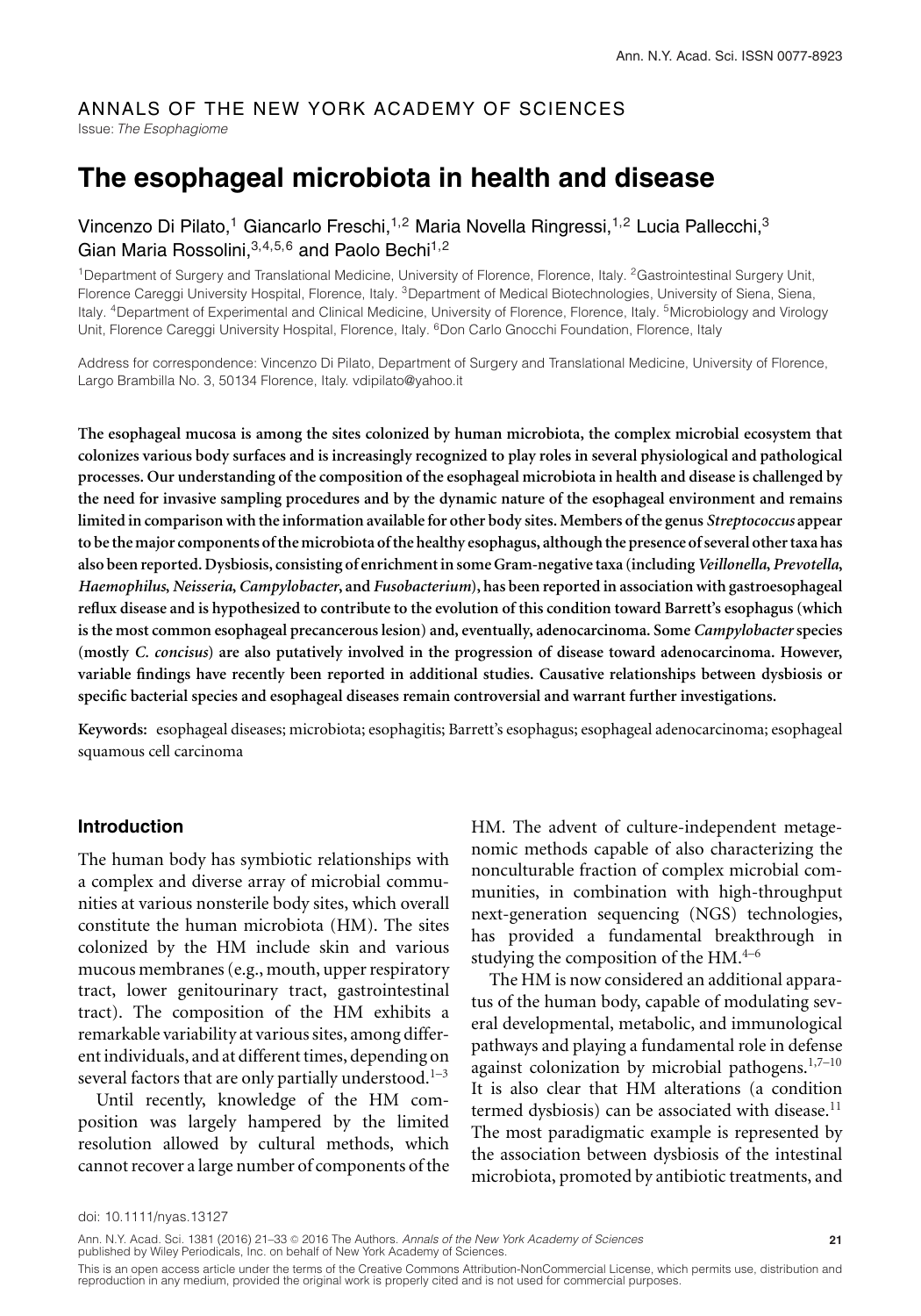ANNALS OF THE NEW YORK ACADEMY OF SCIENCES

Issue: *The Esophagiome*

# The esophageal microbiota in health and disease

Vincenzo Di Pilato,[1] Giancarlo Freschi,[1,2] Maria Novella Ringressi,[1,2] Lucia Pallecchi,[3] Gian Maria Rossolini,[3,4,5,6] and Paolo Bechi[1,2]

[1]Department of Surgery and Translational Medicine, University of Florence, Florence, Italy. [2]Gastrointestinal Surgery Unit, Florence Careggi University Hospital, Florence, Italy. [3]Department of Medical Biotechnologies, University of Siena, Siena, Italy. [4]Department of Experimental and Clinical Medicine, University of Florence, Florence, Italy. [5]Microbiology and Virology Unit, Florence Careggi University Hospital, Florence, Italy. [6]Don Carlo Gnocchi Foundation, Florence, Italy

Address for correspondence: Vincenzo Di Pilato, Department of Surgery and Translational Medicine, University of Florence, Largo Brambilla No. 3, 50134 Florence, Italy. vdipilato@yahoo.it

**The esophageal mucosa is among the sites colonized by human microbiota, the complex microbial ecosystem that colonizes various body surfaces and is increasingly recognized to play roles in several physiological and pathological processes. Our understanding of the composition of the esophageal microbiota in health and disease is challenged by the need for invasive sampling procedures and by the dynamic nature of the esophageal environment and remains limited in comparison with the information available for other body sites. Members of the genus *Streptococcus* appear to be the major components of the microbiota of the healthy esophagus, although the presence of several other taxa has also been reported. Dysbiosis, consisting of enrichment in some Gram-negative taxa (including *Veillonella*, *Prevotella*, *Haemophilus*, *Neisseria*, *Campylobacter*, and *Fusobacterium*), has been reported in association with gastroesophageal reflux disease and is hypothesized to contribute to the evolution of this condition toward Barrett's esophagus (which is the most common esophageal precancerous lesion) and, eventually, adenocarcinoma. Some *Campylobacter* species (mostly *C. concisus*) are also putatively involved in the progression of disease toward adenocarcinoma. However, variable findings have recently been reported in additional studies. Causative relationships between dysbiosis or specific bacterial species and esophageal diseases remain controversial and warrant further investigations.**

**Keywords:** esophageal diseases; microbiota; esophagitis; Barrett's esophagus; esophageal adenocarcinoma; esophageal squamous cell carcinoma

## Introduction

The human body has symbiotic relationships with a complex and diverse array of microbial communities at various nonsterile body sites, which overall constitute the human microbiota (HM). The sites colonized by the HM include skin and various mucous membranes (e.g., mouth, upper respiratory tract, lower genitourinary tract, gastrointestinal tract). The composition of the HM exhibits a remarkable variability at various sites, among different individuals, and at different times, depending on several factors that are only partially understood.[1–3]

Until recently, knowledge of the HM composition was largely hampered by the limited resolution allowed by cultural methods, which cannot recover a large number of components of the HM. The advent of culture-independent metagenomic methods capable of also characterizing the nonculturable fraction of complex microbial communities, in combination with high-throughput next-generation sequencing (NGS) technologies, has provided a fundamental breakthrough in studying the composition of the HM.[4–6]

The HM is now considered an additional apparatus of the human body, capable of modulating several developmental, metabolic, and immunological pathways and playing a fundamental role in defense against colonization by microbial pathogens.[1,7–10] It is also clear that HM alterations (a condition termed dysbiosis) can be associated with disease.[11] The most paradigmatic example is represented by the association between dysbiosis of the intestinal microbiota, promoted by antibiotic treatments, and

doi: 10.1111/nyas.13127

Ann. N.Y. Acad. Sci. 1381 (2016) 21–33 © 2016 The Authors. *Annals of the New York Academy of Sciences* published by Wiley Periodicals, Inc. on behalf of New York Academy of Sciences.

This is an open access article under the terms of the Creative Commons Attribution-NonCommercial License, which permits use, distribution and reproduction in any medium, provided the original work is properly cited and is not used for commercial purposes.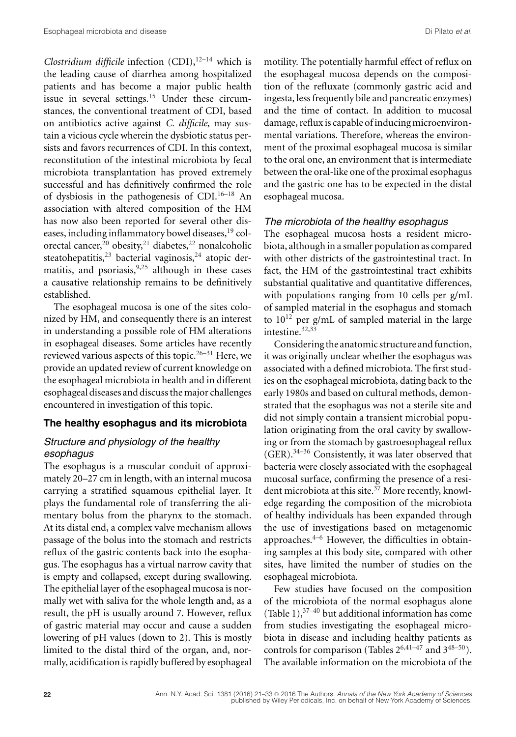*Clostridium difficile* infection (CDI),[12–14] which is the leading cause of diarrhea among hospitalized patients and has become a major public health issue in several settings.[15] Under these circumstances, the conventional treatment of CDI, based on antibiotics active against *C. difficile*, may sustain a vicious cycle wherein the dysbiotic status persists and favors recurrences of CDI. In this context, reconstitution of the intestinal microbiota by fecal microbiota transplantation has proved extremely successful and has definitively confirmed the role of dysbiosis in the pathogenesis of CDI.[16–18] An association with altered composition of the HM has now also been reported for several other diseases, including inflammatory bowel diseases,[19] colorectal cancer,[20] obesity,[21] diabetes,[22] nonalcoholic steatohepatitis,[23] bacterial vaginosis,[24] atopic dermatitis, and psoriasis,[9,25] although in these cases a causative relationship remains to be definitively established.

The esophageal mucosa is one of the sites colonized by HM, and consequently there is an interest in understanding a possible role of HM alterations in esophageal diseases. Some articles have recently reviewed various aspects of this topic.[26–31] Here, we provide an updated review of current knowledge on the esophageal microbiota in health and in different esophageal diseases and discuss the major challenges encountered in investigation of this topic.

## The healthy esophagus and its microbiota

### Structure and physiology of the healthy esophagus

The esophagus is a muscular conduit of approximately 20–27 cm in length, with an internal mucosa carrying a stratified squamous epithelial layer. It plays the fundamental role of transferring the alimentary bolus from the pharynx to the stomach. At its distal end, a complex valve mechanism allows passage of the bolus into the stomach and restricts reflux of the gastric contents back into the esophagus. The esophagus has a virtual narrow cavity that is empty and collapsed, except during swallowing. The epithelial layer of the esophageal mucosa is normally wet with saliva for the whole length and, as a result, the pH is usually around 7. However, reflux of gastric material may occur and cause a sudden lowering of pH values (down to 2). This is mostly limited to the distal third of the organ, and, normally, acidification is rapidly buffered by esophageal motility. The potentially harmful effect of reflux on the esophageal mucosa depends on the composition of the refluxate (commonly gastric acid and ingesta, less frequently bile and pancreatic enzymes) and the time of contact. In addition to mucosal damage, reflux is capable of inducing microenvironmental variations. Therefore, whereas the environment of the proximal esophageal mucosa is similar to the oral one, an environment that is intermediate between the oral-like one of the proximal esophagus and the gastric one has to be expected in the distal esophageal mucosa.

### The microbiota of the healthy esophagus

The esophageal mucosa hosts a resident microbiota, although in a smaller population as compared with other districts of the gastrointestinal tract. In fact, the HM of the gastrointestinal tract exhibits substantial qualitative and quantitative differences, with populations ranging from 10 cells per g/mL of sampled material in the esophagus and stomach to $10^{12}$ per g/mL of sampled material in the large intestine.[32,33]

Considering the anatomic structure and function, it was originally unclear whether the esophagus was associated with a defined microbiota. The first studies on the esophageal microbiota, dating back to the early 1980s and based on cultural methods, demonstrated that the esophagus was not a sterile site and did not simply contain a transient microbial population originating from the oral cavity by swallowing or from the stomach by gastroesophageal reflux (GER).[34–36] Consistently, it was later observed that bacteria were closely associated with the esophageal mucosal surface, confirming the presence of a resident microbiota at this site.[37] More recently, knowledge regarding the composition of the microbiota of healthy individuals has been expanded through the use of investigations based on metagenomic approaches.[4–6] However, the difficulties in obtaining samples at this body site, compared with other sites, have limited the number of studies on the esophageal microbiota.

Few studies have focused on the composition of the microbiota of the normal esophagus alone (Table 1),[37–40] but additional information has come from studies investigating the esophageal microbiota in disease and including healthy patients as controls for comparison (Tables 2[6,41–47] and 3[48–50]). The available information on the microbiota of the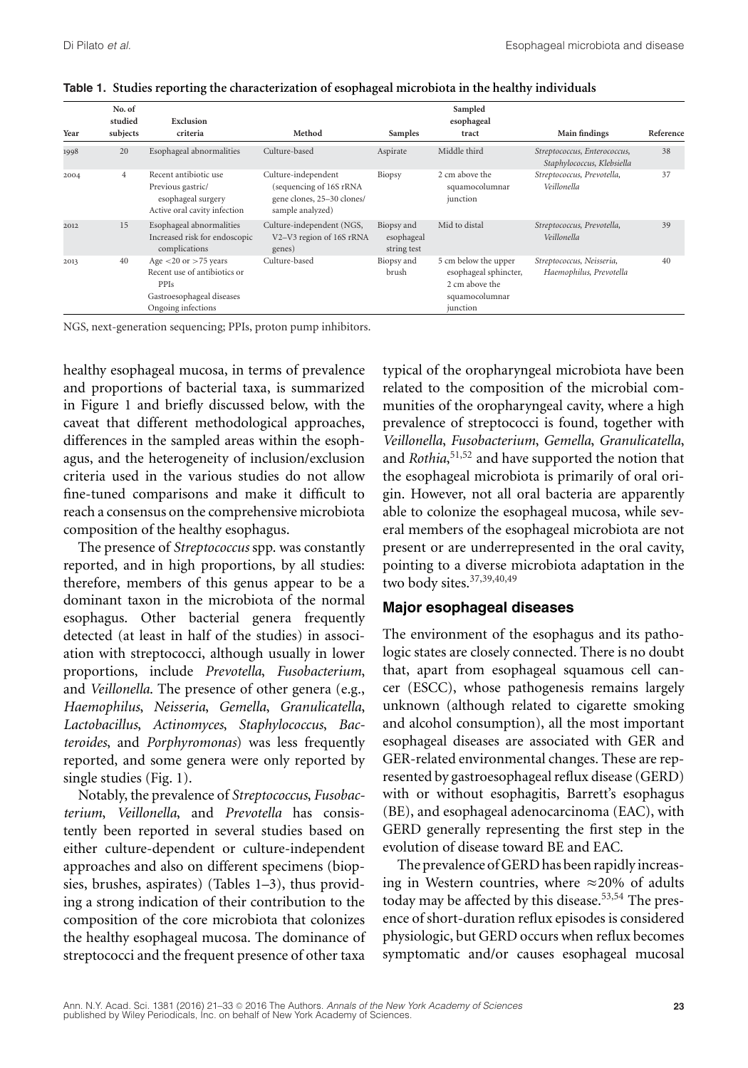**Table 1. Studies reporting the characterization of esophageal microbiota in the healthy individuals**

| Year | No. of studied subjects | Exclusion criteria | Method | Samples | Sampled esophageal tract | Main findings | Reference |
|---|---|---|---|---|---|---|---|
| 1998 | 20 | Esophageal abnormalities | Culture-based | Aspirate | Middle third | *Streptococcus*, *Enterococcus*, *Staphylococcus*, *Klebsiella* | 38 |
| 2004 | 4 | Recent antibiotic use<br>Previous gastric/esophageal surgery<br>Active oral cavity infection | Culture-independent (sequencing of 16S rRNA gene clones, 25–30 clones/sample analyzed) | Biopsy | 2 cm above the squamocolumnar junction | *Streptococcus*, *Prevotella*, *Veillonella* | 37 |
| 2012 | 15 | Esophageal abnormalities<br>Increased risk for endoscopic complications | Culture-independent (NGS, V2–V3 region of 16S rRNA genes) | Biopsy and esophageal string test | Mid to distal | *Streptococcus*, *Prevotella*, *Veillonella* | 39 |
| 2013 | 40 | Age <20 or >75 years<br>Recent use of antibiotics or PPIs<br>Gastroesophageal diseases<br>Ongoing infections | Culture-based | Biopsy and brush | 5 cm below the upper esophageal sphincter, 2 cm above the squamocolumnar junction | *Streptococcus*, *Neisseria*, *Haemophilus*, *Prevotella* | 40 |

NGS, next-generation sequencing; PPIs, proton pump inhibitors.

healthy esophageal mucosa, in terms of prevalence and proportions of bacterial taxa, is summarized in Figure 1 and briefly discussed below, with the caveat that different methodological approaches, differences in the sampled areas within the esophagus, and the heterogeneity of inclusion/exclusion criteria used in the various studies do not allow fine-tuned comparisons and make it difficult to reach a consensus on the comprehensive microbiota composition of the healthy esophagus.

The presence of *Streptococcus* spp. was constantly reported, and in high proportions, by all studies: therefore, members of this genus appear to be a dominant taxon in the microbiota of the normal esophagus. Other bacterial genera frequently detected (at least in half of the studies) in association with streptococci, although usually in lower proportions, include *Prevotella*, *Fusobacterium*, and *Veillonella*. The presence of other genera (e.g., *Haemophilus*, *Neisseria*, *Gemella*, *Granulicatella*, *Lactobacillus*, *Actinomyces*, *Staphylococcus*, *Bacteroides*, and *Porphyromonas*) was less frequently reported, and some genera were only reported by single studies (Fig. 1).

Notably, the prevalence of *Streptococcus*, *Fusobacterium*, *Veillonella*, and *Prevotella* has consistently been reported in several studies based on either culture-dependent or culture-independent approaches and also on different specimens (biopsies, brushes, aspirates) (Tables 1–3), thus providing a strong indication of their contribution to the composition of the core microbiota that colonizes the healthy esophageal mucosa. The dominance of streptococci and the frequent presence of other taxa typical of the oropharyngeal microbiota have been related to the composition of the microbial communities of the oropharyngeal cavity, where a high prevalence of streptococci is found, together with *Veillonella*, *Fusobacterium*, *Gemella*, *Granulicatella*, and *Rothia*,[51,52] and have supported the notion that the esophageal microbiota is primarily of oral origin. However, not all oral bacteria are apparently able to colonize the esophageal mucosa, while several members of the esophageal microbiota are not present or are underrepresented in the oral cavity, pointing to a diverse microbiota adaptation in the two body sites.[37,39,40,49]

## Major esophageal diseases

The environment of the esophagus and its pathologic states are closely connected. There is no doubt that, apart from esophageal squamous cell cancer (ESCC), whose pathogenesis remains largely unknown (although related to cigarette smoking and alcohol consumption), all the most important esophageal diseases are associated with GER and GER-related environmental changes. These are represented by gastroesophageal reflux disease (GERD) with or without esophagitis, Barrett's esophagus (BE), and esophageal adenocarcinoma (EAC), with GERD generally representing the first step in the evolution of disease toward BE and EAC.

The prevalence of GERD has been rapidly increasing in Western countries, where ≈20% of adults today may be affected by this disease.[53,54] The presence of short-duration reflux episodes is considered physiologic, but GERD occurs when reflux becomes symptomatic and/or causes esophageal mucosal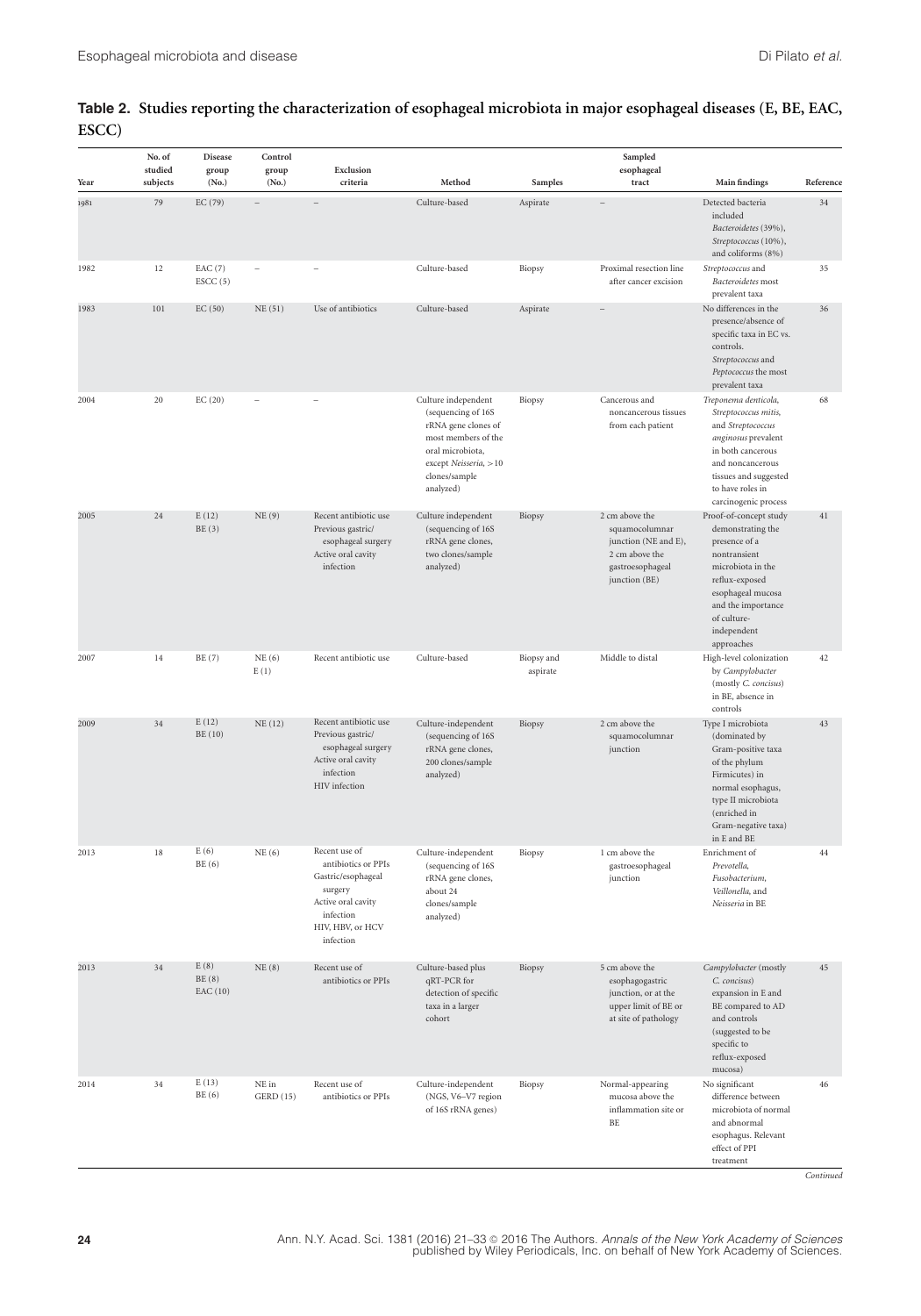**Table 2. Studies reporting the characterization of esophageal microbiota in major esophageal diseases (E, BE, EAC, ESCC)**

| Year | No. of studied subjects | Disease group (No.) | Control group (No.) | Exclusion criteria | Method | Samples | Sampled esophageal tract | Main findings | Reference |
|---|---|---|---|---|---|---|---|---|---|
| 1981 | 79 | EC (79) | – | – | Culture-based | Aspirate | – | Detected bacteria included *Bacteroidetes* (39%), *Streptococcus* (10%), and coliforms (8%) | 34 |
| 1982 | 12 | EAC (7) ESCC (5) | – | – | Culture-based | Biopsy | Proximal resection line after cancer excision | *Streptococcus* and *Bacteroidetes* most prevalent taxa | 35 |
| 1983 | 101 | EC (50) | NE (51) | Use of antibiotics | Culture-based | Aspirate | – | No differences in the presence/absence of specific taxa in EC vs. controls. *Streptococcus* and *Peptococcus* the most prevalent taxa | 36 |
| 2004 | 20 | EC (20) | – | – | Culture independent (sequencing of 16S rRNA gene clones of most members of the oral microbiota, except *Neisseria*, >10 clones/sample analyzed) | Biopsy | Cancerous and noncancerous tissues from each patient | *Treponema denticola*, *Streptococcus mitis*, and *Streptococcus anginosus* prevalent in both cancerous and noncancerous tissues and suggested to have roles in carcinogenic process | 68 |
| 2005 | 24 | E (12) BE (3) | NE (9) | Recent antibiotic use Previous gastric/ esophageal surgery Active oral cavity infection | Culture independent (sequencing of 16S rRNA gene clones, two clones/sample analyzed) | Biopsy | 2 cm above the squamocolumnar junction (NE and E), 2 cm above the gastroesophageal junction (BE) | Proof-of-concept study demonstrating the presence of a nontransient microbiota in the reflux-exposed esophageal mucosa and the importance of culture-independent approaches | 41 |
| 2007 | 14 | BE (7) | NE (6) E (1) | Recent antibiotic use | Culture-based | Biopsy and aspirate | Middle to distal | High-level colonization by *Campylobacter* (mostly *C. concisus*) in BE, absence in controls | 42 |
| 2009 | 34 | E (12) BE (10) | NE (12) | Recent antibiotic use Previous gastric/ esophageal surgery Active oral cavity infection HIV infection | Culture-independent (sequencing of 16S rRNA gene clones, 200 clones/sample analyzed) | Biopsy | 2 cm above the squamocolumnar junction | Type I microbiota (dominated by Gram-positive taxa of the phylum Firmicutes) in normal esophagus, type II microbiota (enriched in Gram-negative taxa) in E and BE | 43 |
| 2013 | 18 | E (6) BE (6) | NE (6) | Recent use of antibiotics or PPIs Gastric/esophageal surgery Active oral cavity infection HIV, HBV, or HCV infection | Culture-independent (sequencing of 16S rRNA gene clones, about 24 clones/sample analyzed) | Biopsy | 1 cm above the gastroesophageal junction | Enrichment of *Prevotella*, *Fusobacterium*, *Veillonella*, and *Neisseria* in BE | 44 |
| 2013 | 34 | E (8) BE (8) EAC (10) | NE (8) | Recent use of antibiotics or PPIs | Culture-based plus qRT-PCR for detection of specific taxa in a larger cohort | Biopsy | 5 cm above the esophagogastric junction, or at the upper limit of BE or at site of pathology | *Campylobacter* (mostly *C. concisus*) expansion in E and BE compared to AD and controls (suggested to be specific to reflux-exposed mucosa) | 45 |
| 2014 | 34 | E (13) BE (6) | NE in GERD (15) | Recent use of antibiotics or PPIs | Culture-independent (NGS, V6–V7 region of 16S rRNA genes) | Biopsy | Normal-appearing mucosa above the inflammation site or BE | No significant difference between microbiota of normal and abnormal esophagus. Relevant effect of PPI treatment | 46 |

*Continued*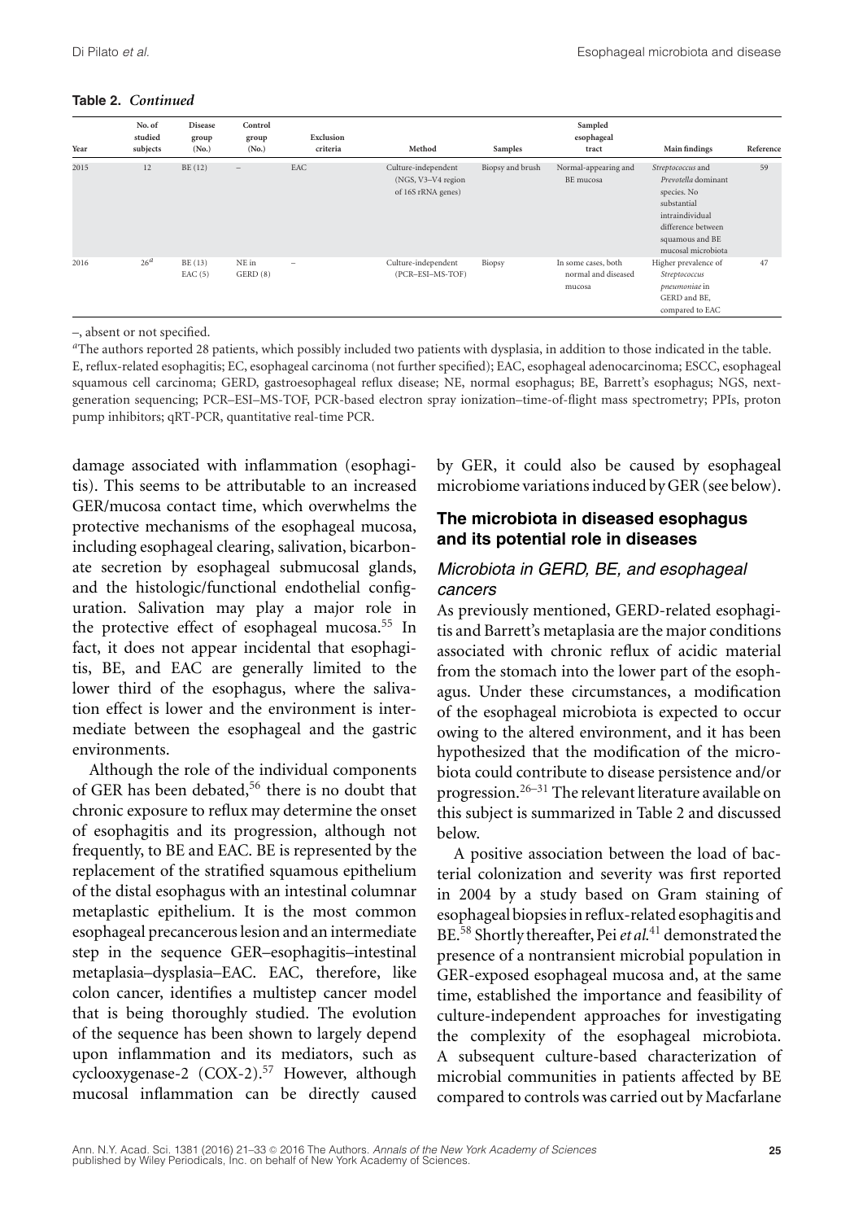**Table 2.** *Continued*

| Year | No. of studied subjects | Disease group (No.) | Control group (No.) | Exclusion criteria | Method | Samples | Sampled esophageal tract | Main findings | Reference |
|---|---|---|---|---|---|---|---|---|---|
| 2015 | 12 | BE (12) | – | EAC | Culture-independent (NGS, V3–V4 region of 16S rRNA genes) | Biopsy and brush | Normal-appearing and BE mucosa | *Streptococcus* and *Prevotella* dominant species. No substantial intraindividual difference between squamous and BE mucosal microbiota | 59 |
| 2016 | 26[a] | BE (13) EAC (5) | NE in GERD (8) | – | Culture-independent (PCR–ESI–MS-TOF) | Biopsy | In some cases, both normal and diseased mucosa | Higher prevalence of *Streptococcus pneumoniae* in GERD and BE, compared to EAC | 47 |

–, absent or not specified.

[a]The authors reported 28 patients, which possibly included two patients with dysplasia, in addition to those indicated in the table.

E, reflux-related esophagitis; EC, esophageal carcinoma (not further specified); EAC, esophageal adenocarcinoma; ESCC, esophageal squamous cell carcinoma; GERD, gastroesophageal reflux disease; NE, normal esophagus; BE, Barrett's esophagus; NGS, next-generation sequencing; PCR–ESI–MS-TOF, PCR-based electron spray ionization–time-of-flight mass spectrometry; PPIs, proton pump inhibitors; qRT-PCR, quantitative real-time PCR.

damage associated with inflammation (esophagitis). This seems to be attributable to an increased GER/mucosa contact time, which overwhelms the protective mechanisms of the esophageal mucosa, including esophageal clearing, salivation, bicarbonate secretion by esophageal submucosal glands, and the histologic/functional endothelial configuration. Salivation may play a major role in the protective effect of esophageal mucosa.[55] In fact, it does not appear incidental that esophagitis, BE, and EAC are generally limited to the lower third of the esophagus, where the salivation effect is lower and the environment is intermediate between the esophageal and the gastric environments.

Although the role of the individual components of GER has been debated,[56] there is no doubt that chronic exposure to reflux may determine the onset of esophagitis and its progression, although not frequently, to BE and EAC. BE is represented by the replacement of the stratified squamous epithelium of the distal esophagus with an intestinal columnar metaplastic epithelium. It is the most common esophageal precancerous lesion and an intermediate step in the sequence GER–esophagitis–intestinal metaplasia–dysplasia–EAC. EAC, therefore, like colon cancer, identifies a multistep cancer model that is being thoroughly studied. The evolution of the sequence has been shown to largely depend upon inflammation and its mediators, such as cyclooxygenase-2 (COX-2).[57] However, although mucosal inflammation can be directly caused by GER, it could also be caused by esophageal microbiome variations induced by GER (see below).

## The microbiota in diseased esophagus and its potential role in diseases

### *Microbiota in GERD, BE, and esophageal cancers*

As previously mentioned, GERD-related esophagitis and Barrett's metaplasia are the major conditions associated with chronic reflux of acidic material from the stomach into the lower part of the esophagus. Under these circumstances, a modification of the esophageal microbiota is expected to occur owing to the altered environment, and it has been hypothesized that the modification of the microbiota could contribute to disease persistence and/or progression.[26–31] The relevant literature available on this subject is summarized in Table 2 and discussed below.

A positive association between the load of bacterial colonization and severity was first reported in 2004 by a study based on Gram staining of esophageal biopsies in reflux-related esophagitis and BE.[58] Shortly thereafter, Pei *et al.*[41] demonstrated the presence of a nontransient microbial population in GER-exposed esophageal mucosa and, at the same time, established the importance and feasibility of culture-independent approaches for investigating the complexity of the esophageal microbiota. A subsequent culture-based characterization of microbial communities in patients affected by BE compared to controls was carried out by Macfarlane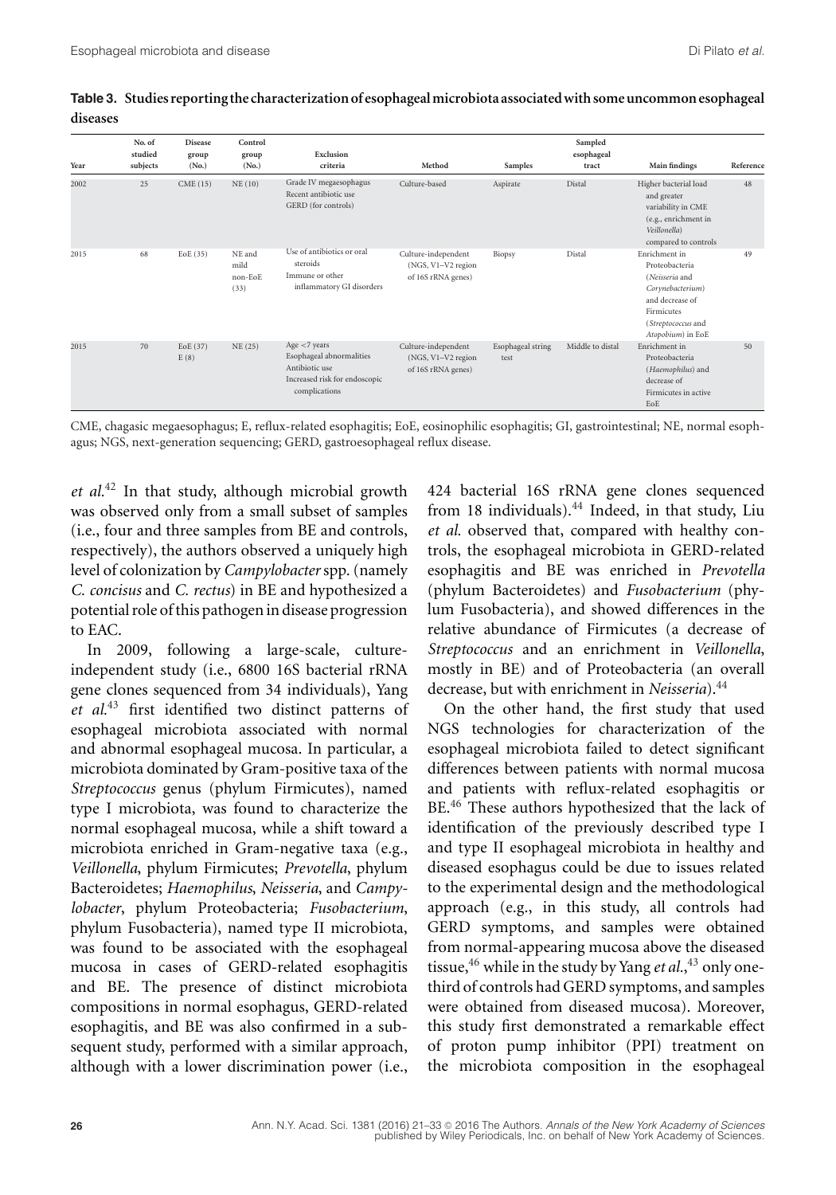**Table 3. Studies reporting the characterization of esophageal microbiota associated with some uncommon esophageal diseases**

| Year | No. of studied subjects | Disease group (No.) | Control group (No.) | Exclusion criteria | Method | Samples | Sampled esophageal tract | Main findings | Reference |
|---|---|---|---|---|---|---|---|---|---|
| 2002 | 25 | CME (15) | NE (10) | Grade IV megaesophagus<br>Recent antibiotic use<br>GERD (for controls) | Culture-based | Aspirate | Distal | Higher bacterial load and greater variability in CME (e.g., enrichment in *Veillonella*) compared to controls | 48 |
| 2015 | 68 | EoE (35) | NE and mild non-EoE (33) | Use of antibiotics or oral steroids<br>Immune or other inflammatory GI disorders | Culture-independent (NGS, V1–V2 region of 16S rRNA genes) | Biopsy | Distal | Enrichment in Proteobacteria (*Neisseria* and *Corynebacterium*) and decrease of Firmicutes (*Streptococcus* and *Atopobium*) in EoE | 49 |
| 2015 | 70 | EoE (37)<br>E (8) | NE (25) | Age <7 years<br>Esophageal abnormalities<br>Antibiotic use<br>Increased risk for endoscopic complications | Culture-independent (NGS, V1–V2 region of 16S rRNA genes) | Esophageal string test | Middle to distal | Enrichment in Proteobacteria (*Haemophilus*) and decrease of Firmicutes in active EoE | 50 |

CME, chagasic megaesophagus; E, reflux-related esophagitis; EoE, eosinophilic esophagitis; GI, gastrointestinal; NE, normal esophagus; NGS, next-generation sequencing; GERD, gastroesophageal reflux disease.

*et al.*[42] In that study, although microbial growth was observed only from a small subset of samples (i.e., four and three samples from BE and controls, respectively), the authors observed a uniquely high level of colonization by *Campylobacter* spp. (namely *C. concisus* and *C. rectus*) in BE and hypothesized a potential role of this pathogen in disease progression to EAC.

In 2009, following a large-scale, culture-independent study (i.e., 6800 16S bacterial rRNA gene clones sequenced from 34 individuals), Yang *et al.*[43] first identified two distinct patterns of esophageal microbiota associated with normal and abnormal esophageal mucosa. In particular, a microbiota dominated by Gram-positive taxa of the *Streptococcus* genus (phylum Firmicutes), named type I microbiota, was found to characterize the normal esophageal mucosa, while a shift toward a microbiota enriched in Gram-negative taxa (e.g., *Veillonella*, phylum Firmicutes; *Prevotella*, phylum Bacteroidetes; *Haemophilus*, *Neisseria*, and *Campylobacter*, phylum Proteobacteria; *Fusobacterium*, phylum Fusobacteria), named type II microbiota, was found to be associated with the esophageal mucosa in cases of GERD-related esophagitis and BE. The presence of distinct microbiota compositions in normal esophagus, GERD-related esophagitis, and BE was also confirmed in a subsequent study, performed with a similar approach, although with a lower discrimination power (i.e., 424 bacterial 16S rRNA gene clones sequenced from 18 individuals).[44] Indeed, in that study, Liu *et al.* observed that, compared with healthy controls, the esophageal microbiota in GERD-related esophagitis and BE was enriched in *Prevotella* (phylum Bacteroidetes) and *Fusobacterium* (phylum Fusobacteria), and showed differences in the relative abundance of Firmicutes (a decrease of *Streptococcus* and an enrichment in *Veillonella*, mostly in BE) and of Proteobacteria (an overall decrease, but with enrichment in *Neisseria*).[44]

On the other hand, the first study that used NGS technologies for characterization of the esophageal microbiota failed to detect significant differences between patients with normal mucosa and patients with reflux-related esophagitis or BE.[46] These authors hypothesized that the lack of identification of the previously described type I and type II esophageal microbiota in healthy and diseased esophagus could be due to issues related to the experimental design and the methodological approach (e.g., in this study, all controls had GERD symptoms, and samples were obtained from normal-appearing mucosa above the diseased tissue,[46] while in the study by Yang *et al.*,[43] only one-third of controls had GERD symptoms, and samples were obtained from diseased mucosa). Moreover, this study first demonstrated a remarkable effect of proton pump inhibitor (PPI) treatment on the microbiota composition in the esophageal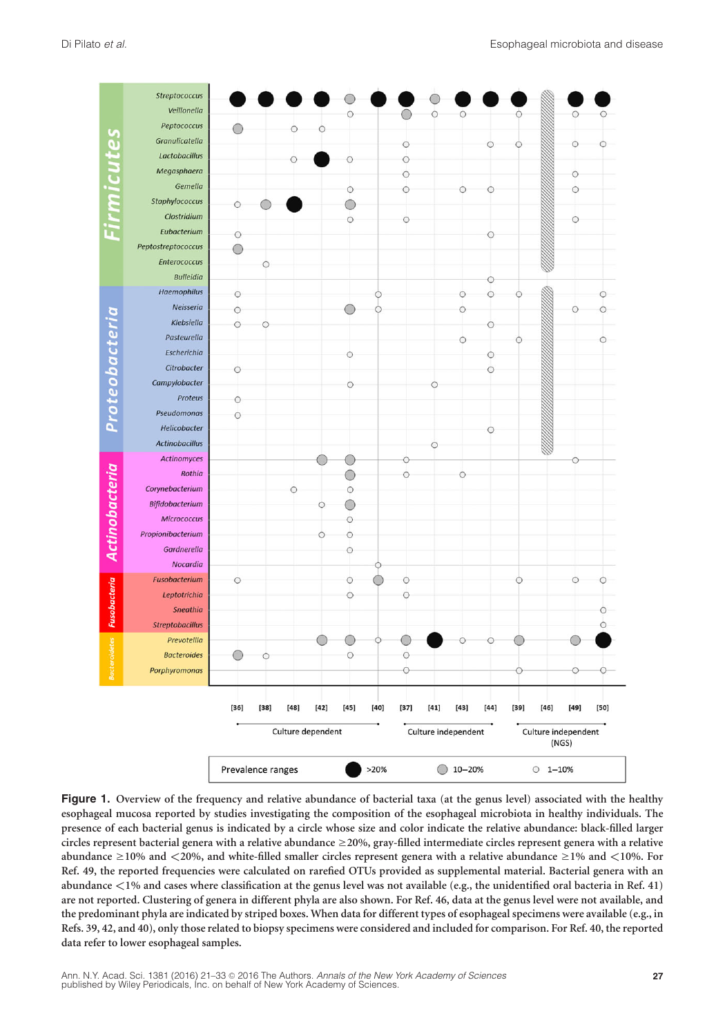**Figure 1.** Overview of the frequency and relative abundance of bacterial taxa (at the genus level) associated with the healthy esophageal mucosa reported by studies investigating the composition of the esophageal microbiota in healthy individuals. The presence of each bacterial genus is indicated by a circle whose size and color indicate the relative abundance: black-filled larger circles represent bacterial genera with a relative abundance ≥20%, gray-filled intermediate circles represent genera with a relative abundance ≥10% and <20%, and white-filled smaller circles represent genera with a relative abundance ≥1% and <10%. For Ref. 49, the reported frequencies were calculated on rarefied OTUs provided as supplemental material. Bacterial genera with an abundance <1% and cases where classification at the genus level was not available (e.g., the unidentified oral bacteria in Ref. 41) are not reported. Clustering of genera in different phyla are also shown. For Ref. 46, data at the genus level were not available, and the predominant phyla are indicated by striped boxes. When data for different types of esophageal specimens were available (e.g., in Refs. 39, 42, and 40), only those related to biopsy specimens were considered and included for comparison. For Ref. 40, the reported data refer to lower esophageal samples.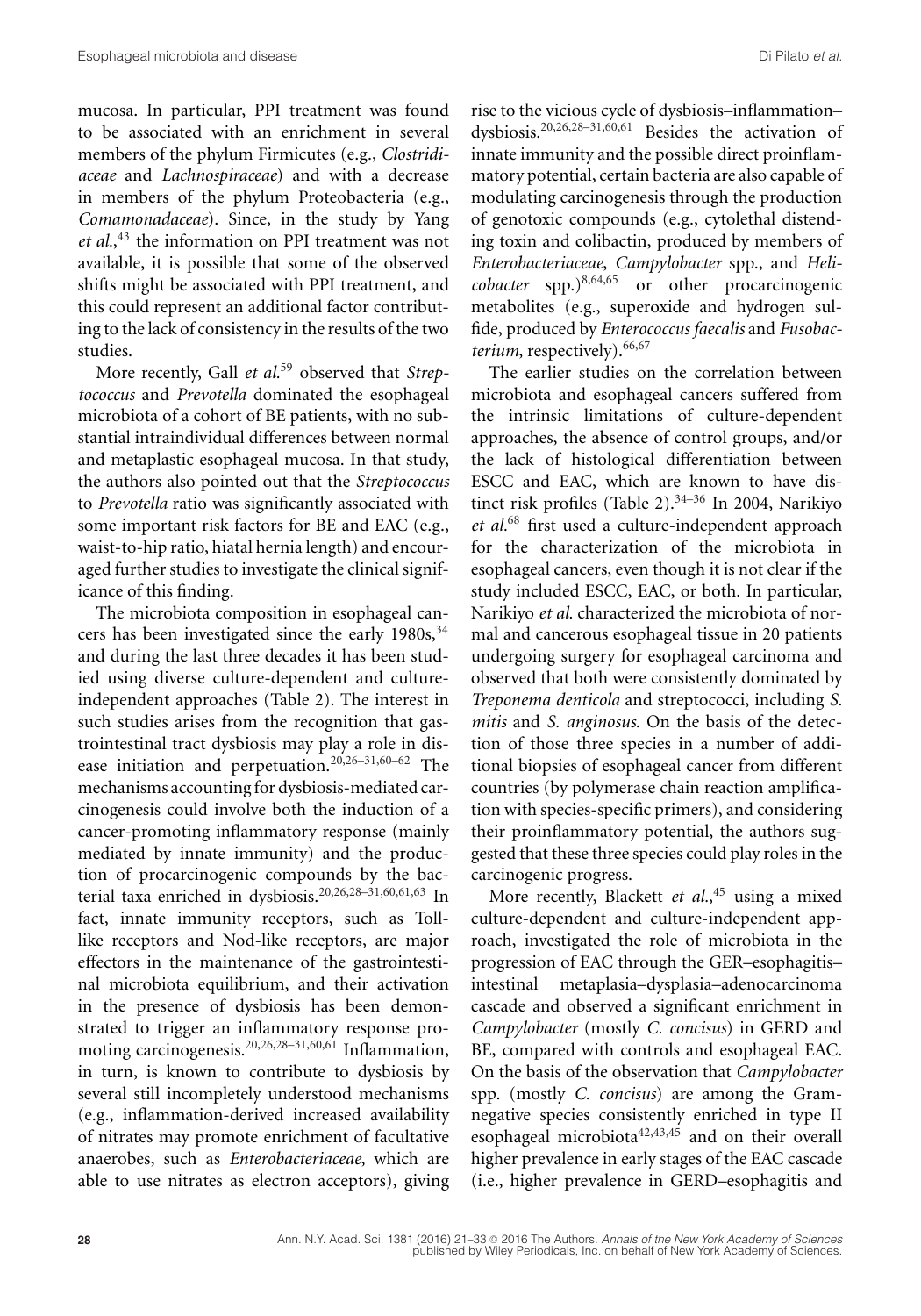mucosa. In particular, PPI treatment was found to be associated with an enrichment in several members of the phylum Firmicutes (e.g., *Clostridiaceae* and *Lachnospiraceae*) and with a decrease in members of the phylum Proteobacteria (e.g., *Comamonadaceae*). Since, in the study by Yang *et al.*,[43] the information on PPI treatment was not available, it is possible that some of the observed shifts might be associated with PPI treatment, and this could represent an additional factor contributing to the lack of consistency in the results of the two studies.

More recently, Gall *et al.*[59] observed that *Streptococcus* and *Prevotella* dominated the esophageal microbiota of a cohort of BE patients, with no substantial intraindividual differences between normal and metaplastic esophageal mucosa. In that study, the authors also pointed out that the *Streptococcus* to *Prevotella* ratio was significantly associated with some important risk factors for BE and EAC (e.g., waist-to-hip ratio, hiatal hernia length) and encouraged further studies to investigate the clinical significance of this finding.

The microbiota composition in esophageal cancers has been investigated since the early 1980s,[34] and during the last three decades it has been studied using diverse culture-dependent and culture-independent approaches (Table 2). The interest in such studies arises from the recognition that gastrointestinal tract dysbiosis may play a role in disease initiation and perpetuation.[20,26–31,60–62] The mechanisms accounting for dysbiosis-mediated carcinogenesis could involve both the induction of a cancer-promoting inflammatory response (mainly mediated by innate immunity) and the production of procarcinogenic compounds by the bacterial taxa enriched in dysbiosis.[20,26,28–31,60,61,63] In fact, innate immunity receptors, such as Toll-like receptors and Nod-like receptors, are major effectors in the maintenance of the gastrointestinal microbiota equilibrium, and their activation in the presence of dysbiosis has been demonstrated to trigger an inflammatory response promoting carcinogenesis.[20,26,28–31,60,61] Inflammation, in turn, is known to contribute to dysbiosis by several still incompletely understood mechanisms (e.g., inflammation-derived increased availability of nitrates may promote enrichment of facultative anaerobes, such as *Enterobacteriaceae*, which are able to use nitrates as electron acceptors), giving rise to the vicious cycle of dysbiosis–inflammation–dysbiosis.[20,26,28–31,60,61] Besides the activation of innate immunity and the possible direct proinflammatory potential, certain bacteria are also capable of modulating carcinogenesis through the production of genotoxic compounds (e.g., cytolethal distending toxin and colibactin, produced by members of *Enterobacteriaceae*, *Campylobacter* spp., and *Helicobacter* spp.)[8,64,65] or other procarcinogenic metabolites (e.g., superoxide and hydrogen sulfide, produced by *Enterococcus faecalis* and *Fusobacterium*, respectively).[66,67]

The earlier studies on the correlation between microbiota and esophageal cancers suffered from the intrinsic limitations of culture-dependent approaches, the absence of control groups, and/or the lack of histological differentiation between ESCC and EAC, which are known to have distinct risk profiles (Table 2).[34–36] In 2004, Narikiyo *et al.*[68] first used a culture-independent approach for the characterization of the microbiota in esophageal cancers, even though it is not clear if the study included ESCC, EAC, or both. In particular, Narikiyo *et al.* characterized the microbiota of normal and cancerous esophageal tissue in 20 patients undergoing surgery for esophageal carcinoma and observed that both were consistently dominated by *Treponema denticola* and streptococci, including *S. mitis* and *S. anginosus*. On the basis of the detection of those three species in a number of additional biopsies of esophageal cancer from different countries (by polymerase chain reaction amplification with species-specific primers), and considering their proinflammatory potential, the authors suggested that these three species could play roles in the carcinogenic progress.

More recently, Blackett *et al.*,[45] using a mixed culture-dependent and culture-independent approach, investigated the role of microbiota in the progression of EAC through the GER–esophagitis–intestinal metaplasia–dysplasia–adenocarcinoma cascade and observed a significant enrichment in *Campylobacter* (mostly *C. concisus*) in GERD and BE, compared with controls and esophageal EAC. On the basis of the observation that *Campylobacter* spp. (mostly *C. concisus*) are among the Gram-negative species consistently enriched in type II esophageal microbiota[42,43,45] and on their overall higher prevalence in early stages of the EAC cascade (i.e., higher prevalence in GERD–esophagitis and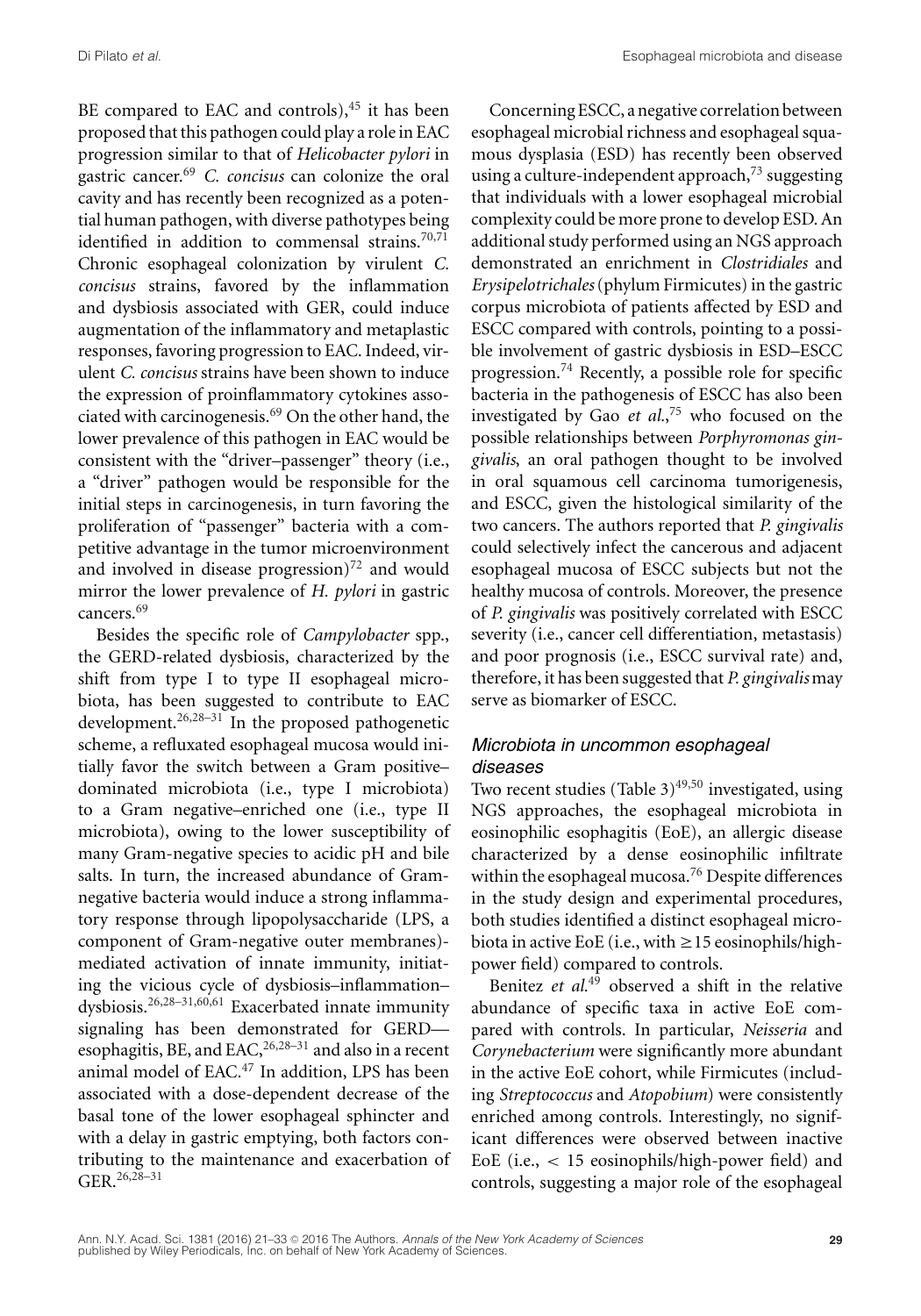BE compared to EAC and controls),[45] it has been proposed that this pathogen could play a role in EAC progression similar to that of *Helicobacter pylori* in gastric cancer.[69] *C. concisus* can colonize the oral cavity and has recently been recognized as a potential human pathogen, with diverse pathotypes being identified in addition to commensal strains.[70,71] Chronic esophageal colonization by virulent *C. concisus* strains, favored by the inflammation and dysbiosis associated with GER, could induce augmentation of the inflammatory and metaplastic responses, favoring progression to EAC. Indeed, virulent *C. concisus* strains have been shown to induce the expression of proinflammatory cytokines associated with carcinogenesis.[69] On the other hand, the lower prevalence of this pathogen in EAC would be consistent with the "driver–passenger" theory (i.e., a "driver" pathogen would be responsible for the initial steps in carcinogenesis, in turn favoring the proliferation of "passenger" bacteria with a competitive advantage in the tumor microenvironment and involved in disease progression)[72] and would mirror the lower prevalence of *H. pylori* in gastric cancers.[69]

Besides the specific role of *Campylobacter* spp., the GERD-related dysbiosis, characterized by the shift from type I to type II esophageal microbiota, has been suggested to contribute to EAC development.[26,28–31] In the proposed pathogenetic scheme, a refluxated esophageal mucosa would initially favor the switch between a Gram positive–dominated microbiota (i.e., type I microbiota) to a Gram negative–enriched one (i.e., type II microbiota), owing to the lower susceptibility of many Gram-negative species to acidic pH and bile salts. In turn, the increased abundance of Gram-negative bacteria would induce a strong inflammatory response through lipopolysaccharide (LPS, a component of Gram-negative outer membranes)-mediated activation of innate immunity, initiating the vicious cycle of dysbiosis–inflammation–dysbiosis.[26,28–31,60,61] Exacerbated innate immunity signaling has been demonstrated for GERD—esophagitis, BE, and EAC,[26,28–31] and also in a recent animal model of EAC.[47] In addition, LPS has been associated with a dose-dependent decrease of the basal tone of the lower esophageal sphincter and with a delay in gastric emptying, both factors contributing to the maintenance and exacerbation of GER.[26,28–31]

Concerning ESCC, a negative correlation between esophageal microbial richness and esophageal squamous dysplasia (ESD) has recently been observed using a culture-independent approach,[73] suggesting that individuals with a lower esophageal microbial complexity could be more prone to develop ESD. An additional study performed using an NGS approach demonstrated an enrichment in *Clostridiales* and *Erysipelotrichales* (phylum Firmicutes) in the gastric corpus microbiota of patients affected by ESD and ESCC compared with controls, pointing to a possible involvement of gastric dysbiosis in ESD–ESCC progression.[74] Recently, a possible role for specific bacteria in the pathogenesis of ESCC has also been investigated by Gao *et al.*,[75] who focused on the possible relationships between *Porphyromonas gingivalis*, an oral pathogen thought to be involved in oral squamous cell carcinoma tumorigenesis, and ESCC, given the histological similarity of the two cancers. The authors reported that *P. gingivalis* could selectively infect the cancerous and adjacent esophageal mucosa of ESCC subjects but not the healthy mucosa of controls. Moreover, the presence of *P. gingivalis* was positively correlated with ESCC severity (i.e., cancer cell differentiation, metastasis) and poor prognosis (i.e., ESCC survival rate) and, therefore, it has been suggested that *P. gingivalis* may serve as biomarker of ESCC.

### *Microbiota in uncommon esophageal diseases*

Two recent studies (Table 3)[49,50] investigated, using NGS approaches, the esophageal microbiota in eosinophilic esophagitis (EoE), an allergic disease characterized by a dense eosinophilic infiltrate within the esophageal mucosa.[76] Despite differences in the study design and experimental procedures, both studies identified a distinct esophageal microbiota in active EoE (i.e., with ≥15 eosinophils/high-power field) compared to controls.

Benitez *et al.*[49] observed a shift in the relative abundance of specific taxa in active EoE compared with controls. In particular, *Neisseria* and *Corynebacterium* were significantly more abundant in the active EoE cohort, while Firmicutes (including *Streptococcus* and *Atopobium*) were consistently enriched among controls. Interestingly, no significant differences were observed between inactive EoE (i.e., < 15 eosinophils/high-power field) and controls, suggesting a major role of the esophageal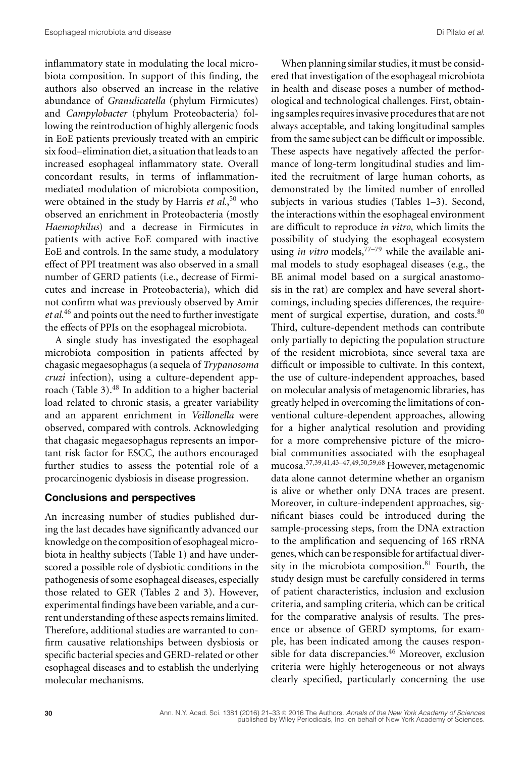inflammatory state in modulating the local microbiota composition. In support of this finding, the authors also observed an increase in the relative abundance of *Granulicatella* (phylum Firmicutes) and *Campylobacter* (phylum Proteobacteria) following the reintroduction of highly allergenic foods in EoE patients previously treated with an empiric six food–elimination diet, a situation that leads to an increased esophageal inflammatory state. Overall concordant results, in terms of inflammation-mediated modulation of microbiota composition, were obtained in the study by Harris *et al.*,[50] who observed an enrichment in Proteobacteria (mostly *Haemophilus*) and a decrease in Firmicutes in patients with active EoE compared with inactive EoE and controls. In the same study, a modulatory effect of PPI treatment was also observed in a small number of GERD patients (i.e., decrease of Firmicutes and increase in Proteobacteria), which did not confirm what was previously observed by Amir *et al.*[46] and points out the need to further investigate the effects of PPIs on the esophageal microbiota.

A single study has investigated the esophageal microbiota composition in patients affected by chagasic megaesophagus (a sequela of *Trypanosoma cruzi* infection), using a culture-dependent approach (Table 3).[48] In addition to a higher bacterial load related to chronic stasis, a greater variability and an apparent enrichment in *Veillonella* were observed, compared with controls. Acknowledging that chagasic megaesophagus represents an important risk factor for ESCC, the authors encouraged further studies to assess the potential role of a procarcinogenic dysbiosis in disease progression.

## Conclusions and perspectives

An increasing number of studies published during the last decades have significantly advanced our knowledge on the composition of esophageal microbiota in healthy subjects (Table 1) and have underscored a possible role of dysbiotic conditions in the pathogenesis of some esophageal diseases, especially those related to GER (Tables 2 and 3). However, experimental findings have been variable, and a current understanding of these aspects remains limited. Therefore, additional studies are warranted to confirm causative relationships between dysbiosis or specific bacterial species and GERD-related or other esophageal diseases and to establish the underlying molecular mechanisms.

When planning similar studies, it must be considered that investigation of the esophageal microbiota in health and disease poses a number of methodological and technological challenges. First, obtaining samples requires invasive procedures that are not always acceptable, and taking longitudinal samples from the same subject can be difficult or impossible. These aspects have negatively affected the performance of long-term longitudinal studies and limited the recruitment of large human cohorts, as demonstrated by the limited number of enrolled subjects in various studies (Tables 1–3). Second, the interactions within the esophageal environment are difficult to reproduce *in vitro*, which limits the possibility of studying the esophageal ecosystem using *in vitro* models,[77–79] while the available animal models to study esophageal diseases (e.g., the BE animal model based on a surgical anastomosis in the rat) are complex and have several shortcomings, including species differences, the requirement of surgical expertise, duration, and costs.[80] Third, culture-dependent methods can contribute only partially to depicting the population structure of the resident microbiota, since several taxa are difficult or impossible to cultivate. In this context, the use of culture-independent approaches, based on molecular analysis of metagenomic libraries, has greatly helped in overcoming the limitations of conventional culture-dependent approaches, allowing for a higher analytical resolution and providing for a more comprehensive picture of the microbial communities associated with the esophageal mucosa.[37,39,41,43–47,49,50,59,68] However, metagenomic data alone cannot determine whether an organism is alive or whether only DNA traces are present. Moreover, in culture-independent approaches, significant biases could be introduced during the sample-processing steps, from the DNA extraction to the amplification and sequencing of 16S rRNA genes, which can be responsible for artifactual diversity in the microbiota composition.[81] Fourth, the study design must be carefully considered in terms of patient characteristics, inclusion and exclusion criteria, and sampling criteria, which can be critical for the comparative analysis of results. The presence or absence of GERD symptoms, for example, has been indicated among the causes responsible for data discrepancies.[46] Moreover, exclusion criteria were highly heterogeneous or not always clearly specified, particularly concerning the use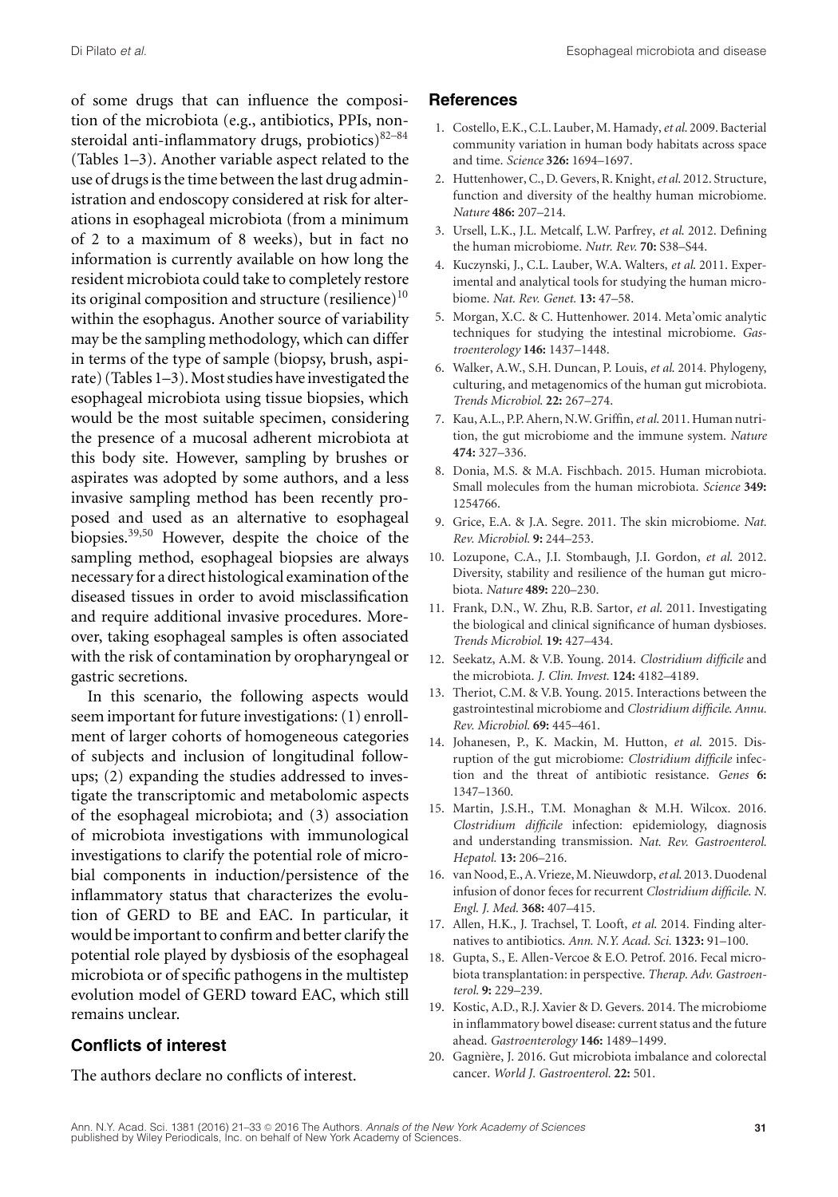of some drugs that can influence the composition of the microbiota (e.g., antibiotics, PPIs, nonsteroidal anti-inflammatory drugs, probiotics)[82–84] (Tables 1–3). Another variable aspect related to the use of drugs is the time between the last drug administration and endoscopy considered at risk for alterations in esophageal microbiota (from a minimum of 2 to a maximum of 8 weeks), but in fact no information is currently available on how long the resident microbiota could take to completely restore its original composition and structure (resilience)[10] within the esophagus. Another source of variability may be the sampling methodology, which can differ in terms of the type of sample (biopsy, brush, aspirate) (Tables 1–3). Most studies have investigated the esophageal microbiota using tissue biopsies, which would be the most suitable specimen, considering the presence of a mucosal adherent microbiota at this body site. However, sampling by brushes or aspirates was adopted by some authors, and a less invasive sampling method has been recently proposed and used as an alternative to esophageal biopsies.[39,50] However, despite the choice of the sampling method, esophageal biopsies are always necessary for a direct histological examination of the diseased tissues in order to avoid misclassification and require additional invasive procedures. Moreover, taking esophageal samples is often associated with the risk of contamination by oropharyngeal or gastric secretions.

In this scenario, the following aspects would seem important for future investigations: (1) enrollment of larger cohorts of homogeneous categories of subjects and inclusion of longitudinal follow-ups; (2) expanding the studies addressed to investigate the transcriptomic and metabolomic aspects of the esophageal microbiota; and (3) association of microbiota investigations with immunological investigations to clarify the potential role of microbial components in induction/persistence of the inflammatory status that characterizes the evolution of GERD to BE and EAC. In particular, it would be important to confirm and better clarify the potential role played by dysbiosis of the esophageal microbiota or of specific pathogens in the multistep evolution model of GERD toward EAC, which still remains unclear.

## Conflicts of interest

The authors declare no conflicts of interest.

## References

1. Costello, E.K., C.L. Lauber, M. Hamady, *et al.* 2009. Bacterial community variation in human body habitats across space and time. *Science* **326:** 1694–1697.
2. Huttenhower, C., D. Gevers, R. Knight, *et al.* 2012. Structure, function and diversity of the healthy human microbiome. *Nature* **486:** 207–214.
3. Ursell, L.K., J.L. Metcalf, L.W. Parfrey, *et al.* 2012. Defining the human microbiome. *Nutr. Rev.* **70:** S38–S44.
4. Kuczynski, J., C.L. Lauber, W.A. Walters, *et al.* 2011. Experimental and analytical tools for studying the human microbiome. *Nat. Rev. Genet.* **13:** 47–58.
5. Morgan, X.C. & C. Huttenhower. 2014. Meta'omic analytic techniques for studying the intestinal microbiome. *Gastroenterology* **146:** 1437–1448.
6. Walker, A.W., S.H. Duncan, P. Louis, *et al.* 2014. Phylogeny, culturing, and metagenomics of the human gut microbiota. *Trends Microbiol.* **22:** 267–274.
7. Kau, A.L., P.P. Ahern, N.W. Griffin, *et al.* 2011. Human nutrition, the gut microbiome and the immune system. *Nature* **474:** 327–336.
8. Donia, M.S. & M.A. Fischbach. 2015. Human microbiota. Small molecules from the human microbiota. *Science* **349:** 1254766.
9. Grice, E.A. & J.A. Segre. 2011. The skin microbiome. *Nat. Rev. Microbiol.* **9:** 244–253.
10. Lozupone, C.A., J.I. Stombaugh, J.I. Gordon, *et al.* 2012. Diversity, stability and resilience of the human gut microbiota. *Nature* **489:** 220–230.
11. Frank, D.N., W. Zhu, R.B. Sartor, *et al.* 2011. Investigating the biological and clinical significance of human dysbioses. *Trends Microbiol.* **19:** 427–434.
12. Seekatz, A.M. & V.B. Young. 2014. *Clostridium difficile* and the microbiota. *J. Clin. Invest.* **124:** 4182–4189.
13. Theriot, C.M. & V.B. Young. 2015. Interactions between the gastrointestinal microbiome and *Clostridium difficile*. *Annu. Rev. Microbiol.* **69:** 445–461.
14. Johanesen, P., K. Mackin, M. Hutton, *et al.* 2015. Disruption of the gut microbiome: *Clostridium difficile* infection and the threat of antibiotic resistance. *Genes* **6:** 1347–1360.
15. Martin, J.S.H., T.M. Monaghan & M.H. Wilcox. 2016. *Clostridium difficile* infection: epidemiology, diagnosis and understanding transmission. *Nat. Rev. Gastroenterol. Hepatol.* **13:** 206–216.
16. van Nood, E., A. Vrieze, M. Nieuwdorp, *et al.* 2013. Duodenal infusion of donor feces for recurrent *Clostridium difficile*. *N. Engl. J. Med.* **368:** 407–415.
17. Allen, H.K., J. Trachsel, T. Looft, *et al.* 2014. Finding alternatives to antibiotics. *Ann. N.Y. Acad. Sci.* **1323:** 91–100.
18. Gupta, S., E. Allen-Vercoe & E.O. Petrof. 2016. Fecal microbiota transplantation: in perspective. *Therap. Adv. Gastroenterol.* **9:** 229–239.
19. Kostic, A.D., R.J. Xavier & D. Gevers. 2014. The microbiome in inflammatory bowel disease: current status and the future ahead. *Gastroenterology* **146:** 1489–1499.
20. Gagnière, J. 2016. Gut microbiota imbalance and colorectal cancer. *World J. Gastroenterol.* **22:** 501.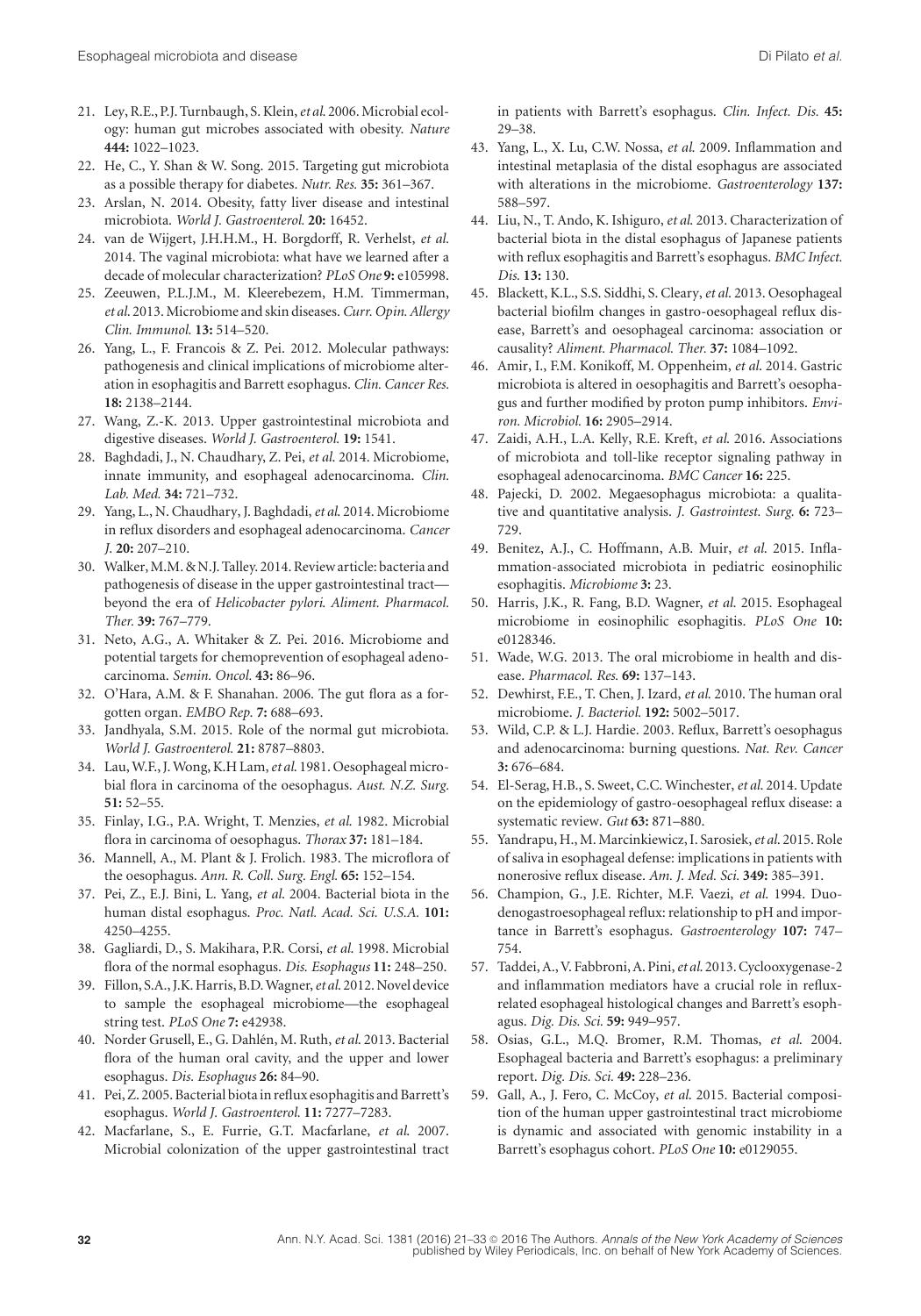21. Ley, R.E., P.J. Turnbaugh, S. Klein, *et al.* 2006. Microbial ecology: human gut microbes associated with obesity. *Nature* **444:** 1022–1023.
22. He, C., Y. Shan & W. Song. 2015. Targeting gut microbiota as a possible therapy for diabetes. *Nutr. Res.* **35:** 361–367.
23. Arslan, N. 2014. Obesity, fatty liver disease and intestinal microbiota. *World J. Gastroenterol.* **20:** 16452.
24. van de Wijgert, J.H.H.M., H. Borgdorff, R. Verhelst, *et al.* 2014. The vaginal microbiota: what have we learned after a decade of molecular characterization? *PLoS One* **9:** e105998.
25. Zeeuwen, P.L.J.M., M. Kleerebezem, H.M. Timmerman, *et al.* 2013. Microbiome and skin diseases. *Curr. Opin. Allergy Clin. Immunol.* **13:** 514–520.
26. Yang, L., F. Francois & Z. Pei. 2012. Molecular pathways: pathogenesis and clinical implications of microbiome alteration in esophagitis and Barrett esophagus. *Clin. Cancer Res.* **18:** 2138–2144.
27. Wang, Z.-K. 2013. Upper gastrointestinal microbiota and digestive diseases. *World J. Gastroenterol.* **19:** 1541.
28. Baghdadi, J., N. Chaudhary, Z. Pei, *et al.* 2014. Microbiome, innate immunity, and esophageal adenocarcinoma. *Clin. Lab. Med.* **34:** 721–732.
29. Yang, L., N. Chaudhary, J. Baghdadi, *et al.* 2014. Microbiome in reflux disorders and esophageal adenocarcinoma. *Cancer J.* **20:** 207–210.
30. Walker, M.M. & N.J. Talley. 2014. Review article: bacteria and pathogenesis of disease in the upper gastrointestinal tract—beyond the era of *Helicobacter pylori*. *Aliment. Pharmacol. Ther.* **39:** 767–779.
31. Neto, A.G., A. Whitaker & Z. Pei. 2016. Microbiome and potential targets for chemoprevention of esophageal adenocarcinoma. *Semin. Oncol.* **43:** 86–96.
32. O'Hara, A.M. & F. Shanahan. 2006. The gut flora as a forgotten organ. *EMBO Rep.* **7:** 688–693.
33. Jandhyala, S.M. 2015. Role of the normal gut microbiota. *World J. Gastroenterol.* **21:** 8787–8803.
34. Lau, W.F., J. Wong, K.H Lam, *et al.* 1981. Oesophageal microbial flora in carcinoma of the oesophagus. *Aust. N.Z. Surg.* **51:** 52–55.
35. Finlay, I.G., P.A. Wright, T. Menzies, *et al.* 1982. Microbial flora in carcinoma of oesophagus. *Thorax* **37:** 181–184.
36. Mannell, A., M. Plant & J. Frolich. 1983. The microflora of the oesophagus. *Ann. R. Coll. Surg. Engl.* **65:** 152–154.
37. Pei, Z., E.J. Bini, L. Yang, *et al.* 2004. Bacterial biota in the human distal esophagus. *Proc. Natl. Acad. Sci. U.S.A.* **101:** 4250–4255.
38. Gagliardi, D., S. Makihara, P.R. Corsi, *et al.* 1998. Microbial flora of the normal esophagus. *Dis. Esophagus* **11:** 248–250.
39. Fillon, S.A., J.K. Harris, B.D. Wagner, *et al.* 2012. Novel device to sample the esophageal microbiome—the esophageal string test. *PLoS One* **7:** e42938.
40. Norder Grusell, E., G. Dahlén, M. Ruth, *et al.* 2013. Bacterial flora of the human oral cavity, and the upper and lower esophagus. *Dis. Esophagus* **26:** 84–90.
41. Pei, Z. 2005. Bacterial biota in reflux esophagitis and Barrett's esophagus. *World J. Gastroenterol.* **11:** 7277–7283.
42. Macfarlane, S., E. Furrie, G.T. Macfarlane, *et al.* 2007. Microbial colonization of the upper gastrointestinal tract in patients with Barrett's esophagus. *Clin. Infect. Dis.* **45:** 29–38.
43. Yang, L., X. Lu, C.W. Nossa, *et al.* 2009. Inflammation and intestinal metaplasia of the distal esophagus are associated with alterations in the microbiome. *Gastroenterology* **137:** 588–597.
44. Liu, N., T. Ando, K. Ishiguro, *et al.* 2013. Characterization of bacterial biota in the distal esophagus of Japanese patients with reflux esophagitis and Barrett's esophagus. *BMC Infect. Dis.* **13:** 130.
45. Blackett, K.L., S.S. Siddhi, S. Cleary, *et al.* 2013. Oesophageal bacterial biofilm changes in gastro-oesophageal reflux disease, Barrett's and oesophageal carcinoma: association or causality? *Aliment. Pharmacol. Ther.* **37:** 1084–1092.
46. Amir, I., F.M. Konikoff, M. Oppenheim, *et al.* 2014. Gastric microbiota is altered in oesophagitis and Barrett's oesophagus and further modified by proton pump inhibitors. *Environ. Microbiol.* **16:** 2905–2914.
47. Zaidi, A.H., L.A. Kelly, R.E. Kreft, *et al.* 2016. Associations of microbiota and toll-like receptor signaling pathway in esophageal adenocarcinoma. *BMC Cancer* **16:** 225.
48. Pajecki, D. 2002. Megaesophagus microbiota: a qualitative and quantitative analysis. *J. Gastrointest. Surg.* **6:** 723–729.
49. Benitez, A.J., C. Hoffmann, A.B. Muir, *et al.* 2015. Inflammation-associated microbiota in pediatric eosinophilic esophagitis. *Microbiome* **3:** 23.
50. Harris, J.K., R. Fang, B.D. Wagner, *et al.* 2015. Esophageal microbiome in eosinophilic esophagitis. *PLoS One* **10:** e0128346.
51. Wade, W.G. 2013. The oral microbiome in health and disease. *Pharmacol. Res.* **69:** 137–143.
52. Dewhirst, F.E., T. Chen, J. Izard, *et al.* 2010. The human oral microbiome. *J. Bacteriol.* **192:** 5002–5017.
53. Wild, C.P. & L.J. Hardie. 2003. Reflux, Barrett's oesophagus and adenocarcinoma: burning questions. *Nat. Rev. Cancer* **3:** 676–684.
54. El-Serag, H.B., S. Sweet, C.C. Winchester, *et al.* 2014. Update on the epidemiology of gastro-oesophageal reflux disease: a systematic review. *Gut* **63:** 871–880.
55. Yandrapu, H., M. Marcinkiewicz, I. Sarosiek, *et al.* 2015. Role of saliva in esophageal defense: implications in patients with nonerosive reflux disease. *Am. J. Med. Sci.* **349:** 385–391.
56. Champion, G., J.E. Richter, M.F. Vaezi, *et al.* 1994. Duodenogastroesophageal reflux: relationship to pH and importance in Barrett's esophagus. *Gastroenterology* **107:** 747–754.
57. Taddei, A., V. Fabbroni, A. Pini, *et al.* 2013. Cyclooxygenase-2 and inflammation mediators have a crucial role in reflux-related esophageal histological changes and Barrett's esophagus. *Dig. Dis. Sci.* **59:** 949–957.
58. Osias, G.L., M.Q. Bromer, R.M. Thomas, *et al.* 2004. Esophageal bacteria and Barrett's esophagus: a preliminary report. *Dig. Dis. Sci.* **49:** 228–236.
59. Gall, A., J. Fero, C. McCoy, *et al.* 2015. Bacterial composition of the human upper gastrointestinal tract microbiome is dynamic and associated with genomic instability in a Barrett's esophagus cohort. *PLoS One* **10:** e0129055.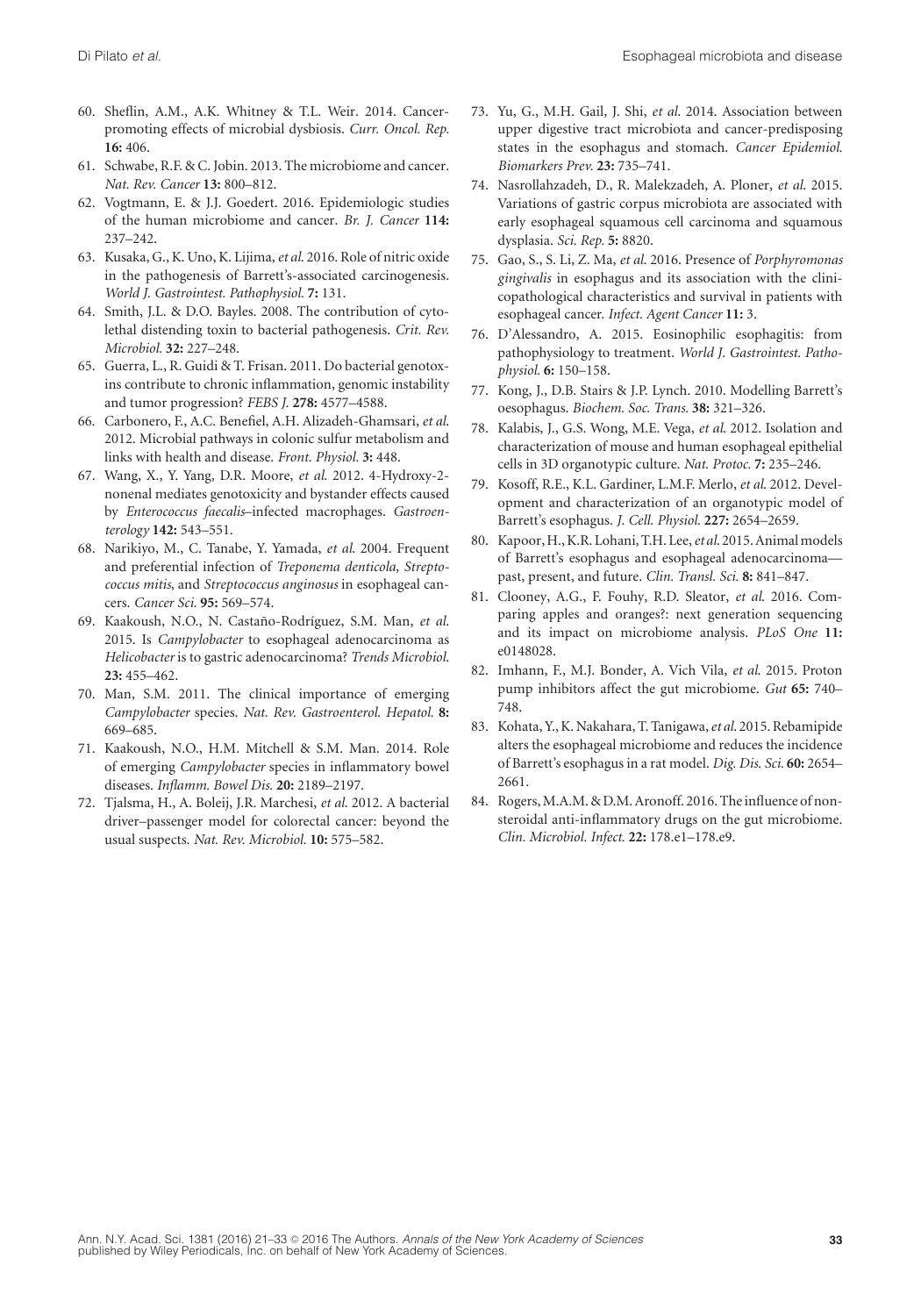60. Sheflin, A.M., A.K. Whitney & T.L. Weir. 2014. Cancer-promoting effects of microbial dysbiosis. *Curr. Oncol. Rep.* **16:** 406.
61. Schwabe, R.F. & C. Jobin. 2013. The microbiome and cancer. *Nat. Rev. Cancer* **13:** 800–812.
62. Vogtmann, E. & J.J. Goedert. 2016. Epidemiologic studies of the human microbiome and cancer. *Br. J. Cancer* **114:** 237–242.
63. Kusaka, G., K. Uno, K. Lijima, *et al.* 2016. Role of nitric oxide in the pathogenesis of Barrett's-associated carcinogenesis. *World J. Gastrointest. Pathophysiol.* **7:** 131.
64. Smith, J.L. & D.O. Bayles. 2008. The contribution of cytolethal distending toxin to bacterial pathogenesis. *Crit. Rev. Microbiol.* **32:** 227–248.
65. Guerra, L., R. Guidi & T. Frisan. 2011. Do bacterial genotoxins contribute to chronic inflammation, genomic instability and tumor progression? *FEBS J.* **278:** 4577–4588.
66. Carbonero, F., A.C. Benefiel, A.H. Alizadeh-Ghamsari, *et al.* 2012. Microbial pathways in colonic sulfur metabolism and links with health and disease. *Front. Physiol.* **3:** 448.
67. Wang, X., Y. Yang, D.R. Moore, *et al.* 2012. 4-Hydroxy-2-nonenal mediates genotoxicity and bystander effects caused by *Enterococcus faecalis*–infected macrophages. *Gastroenterology* **142:** 543–551.
68. Narikiyo, M., C. Tanabe, Y. Yamada, *et al.* 2004. Frequent and preferential infection of *Treponema denticola*, *Streptococcus mitis*, and *Streptococcus anginosus* in esophageal cancers. *Cancer Sci.* **95:** 569–574.
69. Kaakoush, N.O., N. Castaño-Rodríguez, S.M. Man, *et al.* 2015. Is *Campylobacter* to esophageal adenocarcinoma as *Helicobacter* is to gastric adenocarcinoma? *Trends Microbiol.* **23:** 455–462.
70. Man, S.M. 2011. The clinical importance of emerging *Campylobacter* species. *Nat. Rev. Gastroenterol. Hepatol.* **8:** 669–685.
71. Kaakoush, N.O., H.M. Mitchell & S.M. Man. 2014. Role of emerging *Campylobacter* species in inflammatory bowel diseases. *Inflamm. Bowel Dis.* **20:** 2189–2197.
72. Tjalsma, H., A. Boleij, J.R. Marchesi, *et al.* 2012. A bacterial driver–passenger model for colorectal cancer: beyond the usual suspects. *Nat. Rev. Microbiol.* **10:** 575–582.
73. Yu, G., M.H. Gail, J. Shi, *et al.* 2014. Association between upper digestive tract microbiota and cancer-predisposing states in the esophagus and stomach. *Cancer Epidemiol. Biomarkers Prev.* **23:** 735–741.
74. Nasrollahzadeh, D., R. Malekzadeh, A. Ploner, *et al.* 2015. Variations of gastric corpus microbiota are associated with early esophageal squamous cell carcinoma and squamous dysplasia. *Sci. Rep.* **5:** 8820.
75. Gao, S., S. Li, Z. Ma, *et al.* 2016. Presence of *Porphyromonas gingivalis* in esophagus and its association with the clinicopathological characteristics and survival in patients with esophageal cancer. *Infect. Agent Cancer* **11:** 3.
76. D'Alessandro, A. 2015. Eosinophilic esophagitis: from pathophysiology to treatment. *World J. Gastrointest. Pathophysiol.* **6:** 150–158.
77. Kong, J., D.B. Stairs & J.P. Lynch. 2010. Modelling Barrett's oesophagus. *Biochem. Soc. Trans.* **38:** 321–326.
78. Kalabis, J., G.S. Wong, M.E. Vega, *et al.* 2012. Isolation and characterization of mouse and human esophageal epithelial cells in 3D organotypic culture. *Nat. Protoc.* **7:** 235–246.
79. Kosoff, R.E., K.L. Gardiner, L.M.F. Merlo, *et al.* 2012. Development and characterization of an organotypic model of Barrett's esophagus. *J. Cell. Physiol.* **227:** 2654–2659.
80. Kapoor, H., K.R. Lohani, T.H. Lee, *et al.* 2015. Animal models of Barrett's esophagus and esophageal adenocarcinoma—past, present, and future. *Clin. Transl. Sci.* **8:** 841–847.
81. Clooney, A.G., F. Fouhy, R.D. Sleator, *et al.* 2016. Comparing apples and oranges?: next generation sequencing and its impact on microbiome analysis. *PLoS One* **11:** e0148028.
82. Imhann, F., M.J. Bonder, A. Vich Vila, *et al.* 2015. Proton pump inhibitors affect the gut microbiome. *Gut* **65:** 740–748.
83. Kohata, Y., K. Nakahara, T. Tanigawa, *et al.* 2015. Rebamipide alters the esophageal microbiome and reduces the incidence of Barrett's esophagus in a rat model. *Dig. Dis. Sci.* **60:** 2654–2661.
84. Rogers, M.A.M. & D.M. Aronoff. 2016. The influence of non-steroidal anti-inflammatory drugs on the gut microbiome. *Clin. Microbiol. Infect.* **22:** 178.e1–178.e9.